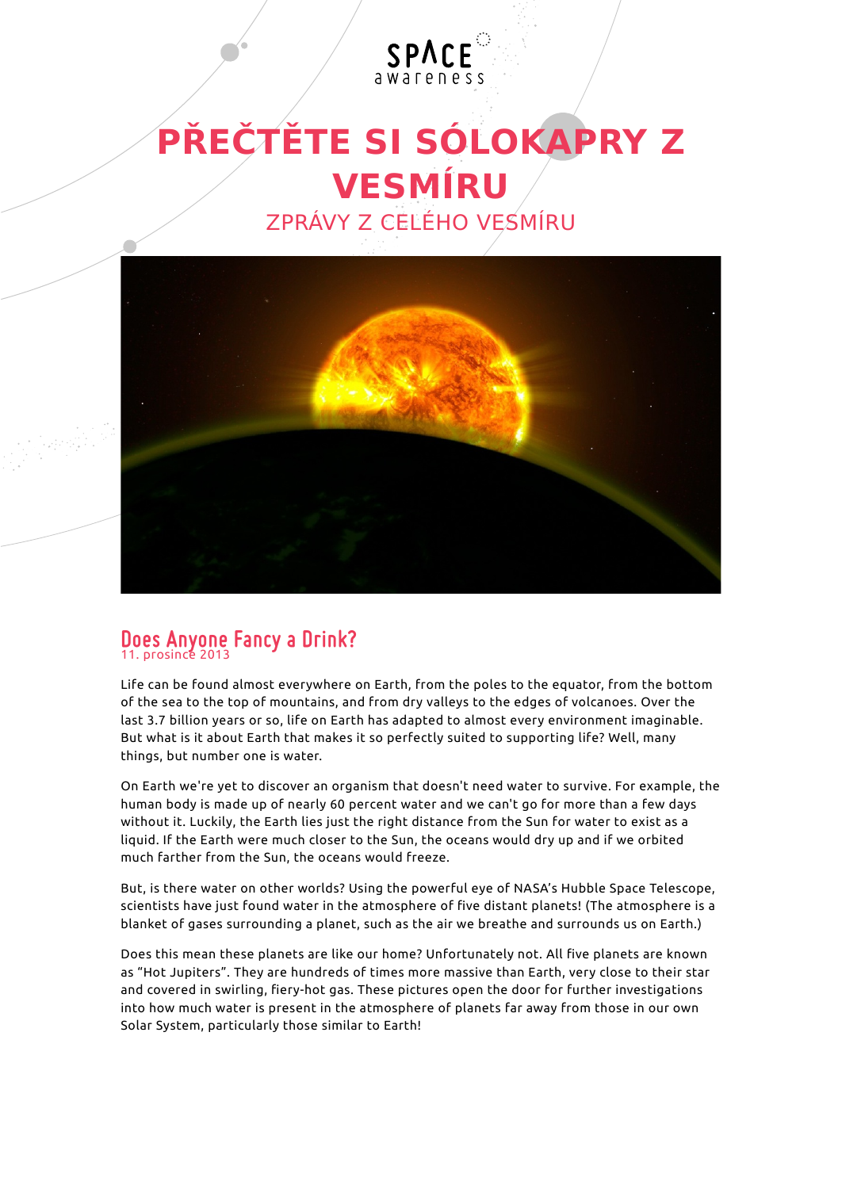SPACE awareness

# PŘEČTĚTE SI SÓLOKAPRY Z VESMÍRU

ZPRÁVY Z CELÉHO VESMÍRU

## Does Anyone Fancy a Drink?

11. prosince 2013

Life can be found almost everywhere on Earth, from the poles to the equator, from the bottom of the sea to the top of mountains, and from dry valleys to the edges of volcanoes. Over the last 3.7 billion years or so, life on Earth has adapted to almost every environment imaginable. But what is it about Earth that makes it so perfectly suited to supporting life? Well, many things, but number one is water.

On Earth we're yet to discover an organism that doesn't need water to survive. For example, the human body is made up of nearly 60 percent water and we can't go for more than a few days without it. Luckily, the Earth lies just the right distance from the Sun for water to exist as a liquid. If the Earth were much closer to the Sun, the oceans would dry up and if we orbited much farther from the Sun, the oceans would freeze.

But, is there water on other worlds? Using the powerful eye of NASA's Hubble Space Telescope, scientists have just found water in the atmosphere of five distant planets! (The atmosphere is a blanket of gases surrounding a planet, such as the air we breathe and surrounds us on Earth.)

Does this mean these planets are like our home? Unfortunately not. All five planets are known as "Hot Jupiters". They are hundreds of times more massive than Earth, very close to their star and covered in swirling, fiery-hot gas. These pictures open the door for further investigations into how much water is present in the atmosphere of planets far away from those in our own Solar System, particularly those similar to Earth!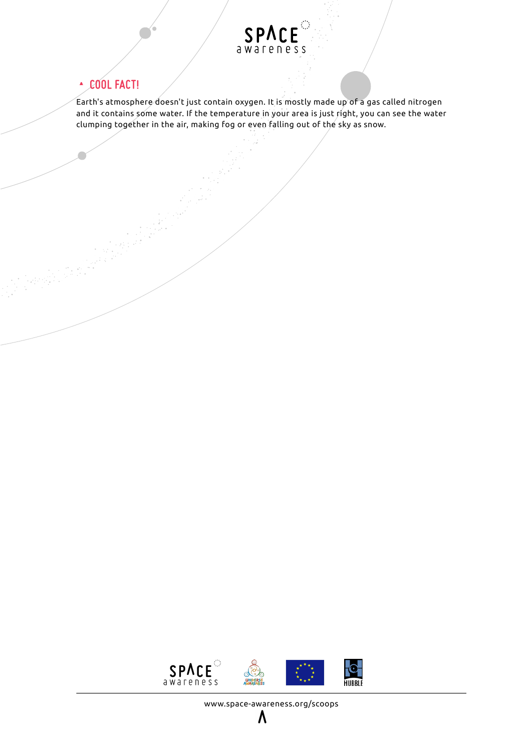## COOL FACT!

Earth's atmosphere doesn't just contain oxygen. It is mostly made up of a gas called nitrogen and it contains some water. If the temperature in your area is just right, you can see the water clumping together in the air, making fog or even falling out of the sky as snow.

www.space-awareness.org/scoops